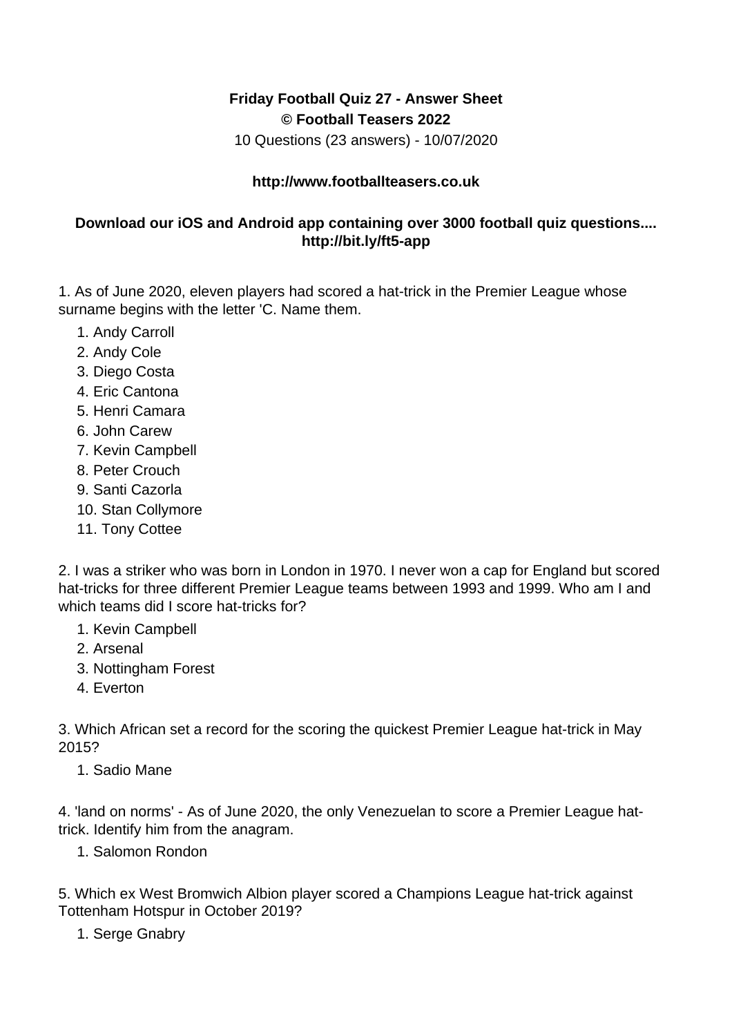**Friday Football Quiz 27 - Answer Sheet**
**© Football Teasers 2022**
10 Questions (23 answers) - 10/07/2020

**http://www.footballteasers.co.uk**

**Download our iOS and Android app containing over 3000 football quiz questions.... http://bit.ly/ft5-app**

1. As of June 2020, eleven players had scored a hat-trick in the Premier League whose surname begins with the letter 'C. Name them.

   1. Andy Carroll
   2. Andy Cole
   3. Diego Costa
   4. Eric Cantona
   5. Henri Camara
   6. John Carew
   7. Kevin Campbell
   8. Peter Crouch
   9. Santi Cazorla
   10. Stan Collymore
   11. Tony Cottee

2. I was a striker who was born in London in 1970. I never won a cap for England but scored hat-tricks for three different Premier League teams between 1993 and 1999. Who am I and which teams did I score hat-tricks for?

   1. Kevin Campbell
   2. Arsenal
   3. Nottingham Forest
   4. Everton

3. Which African set a record for the scoring the quickest Premier League hat-trick in May 2015?

   1. Sadio Mane

4. 'land on norms' - As of June 2020, the only Venezuelan to score a Premier League hat-trick. Identify him from the anagram.

   1. Salomon Rondon

5. Which ex West Bromwich Albion player scored a Champions League hat-trick against Tottenham Hotspur in October 2019?

   1. Serge Gnabry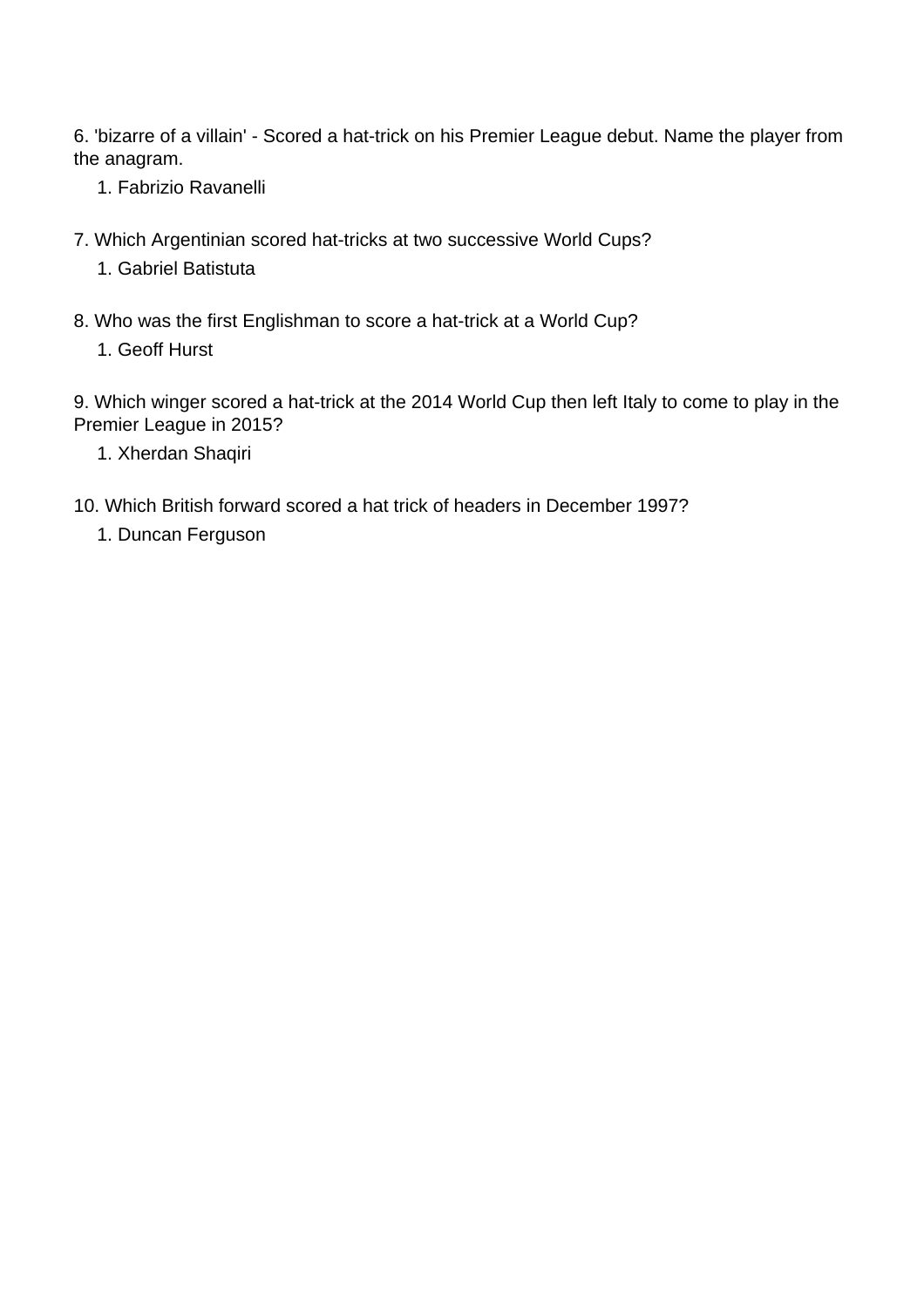6. 'bizarre of a villain' - Scored a hat-trick on his Premier League debut. Name the player from the anagram.

    1. Fabrizio Ravanelli

7. Which Argentinian scored hat-tricks at two successive World Cups?

    1. Gabriel Batistuta

8. Who was the first Englishman to score a hat-trick at a World Cup?

    1. Geoff Hurst

9. Which winger scored a hat-trick at the 2014 World Cup then left Italy to come to play in the Premier League in 2015?

    1. Xherdan Shaqiri

10. Which British forward scored a hat trick of headers in December 1997?

    1. Duncan Ferguson